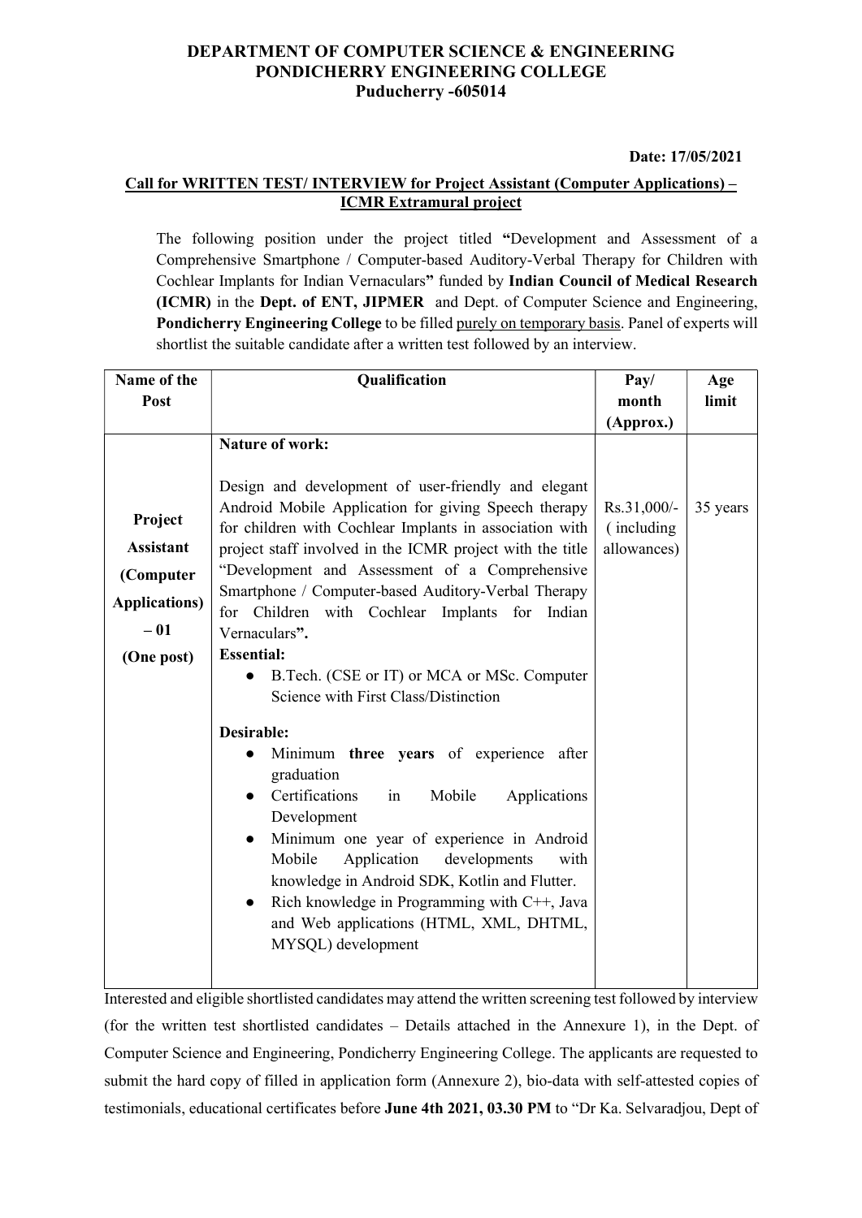# DEPARTMENT OF COMPUTER SCIENCE & ENGINEERING
# PONDICHERRY ENGINEERING COLLEGE
# Puducherry -605014

**Date: 17/05/2021**

**Call for WRITTEN TEST/ INTERVIEW for Project Assistant (Computer Applications) – ICMR Extramural project**

The following position under the project titled **"**Development and Assessment of a Comprehensive Smartphone / Computer-based Auditory-Verbal Therapy for Children with Cochlear Implants for Indian Vernaculars**"** funded by **Indian Council of Medical Research (ICMR)** in the **Dept. of ENT, JIPMER** and Dept. of Computer Science and Engineering, **Pondicherry Engineering College** to be filled purely on temporary basis. Panel of experts will shortlist the suitable candidate after a written test followed by an interview.

| Name of the Post | Qualification | Pay/ month (Approx.) | Age limit |
|---|---|---|---|
| **Project Assistant (Computer Applications) – 01 (One post)** | **Nature of work:**<br><br>Design and development of user-friendly and elegant Android Mobile Application for giving Speech therapy for children with Cochlear Implants in association with project staff involved in the ICMR project with the title "Development and Assessment of a Comprehensive Smartphone / Computer-based Auditory-Verbal Therapy for Children with Cochlear Implants for Indian Vernaculars**".**<br>**Essential:**<br>● B.Tech. (CSE or IT) or MCA or MSc. Computer Science with First Class/Distinction<br><br>**Desirable:**<br>● Minimum **three years** of experience after graduation<br>● Certifications in Mobile Applications Development<br>● Minimum one year of experience in Android Mobile Application developments with knowledge in Android SDK, Kotlin and Flutter.<br>● Rich knowledge in Programming with C++, Java and Web applications (HTML, XML, DHTML, MYSQL) development | Rs.31,000/- ( including allowances) | 35 years |

Interested and eligible shortlisted candidates may attend the written screening test followed by interview (for the written test shortlisted candidates – Details attached in the Annexure 1), in the Dept. of Computer Science and Engineering, Pondicherry Engineering College. The applicants are requested to submit the hard copy of filled in application form (Annexure 2), bio-data with self-attested copies of testimonials, educational certificates before **June 4th 2021, 03.30 PM** to "Dr Ka. Selvaradjou, Dept of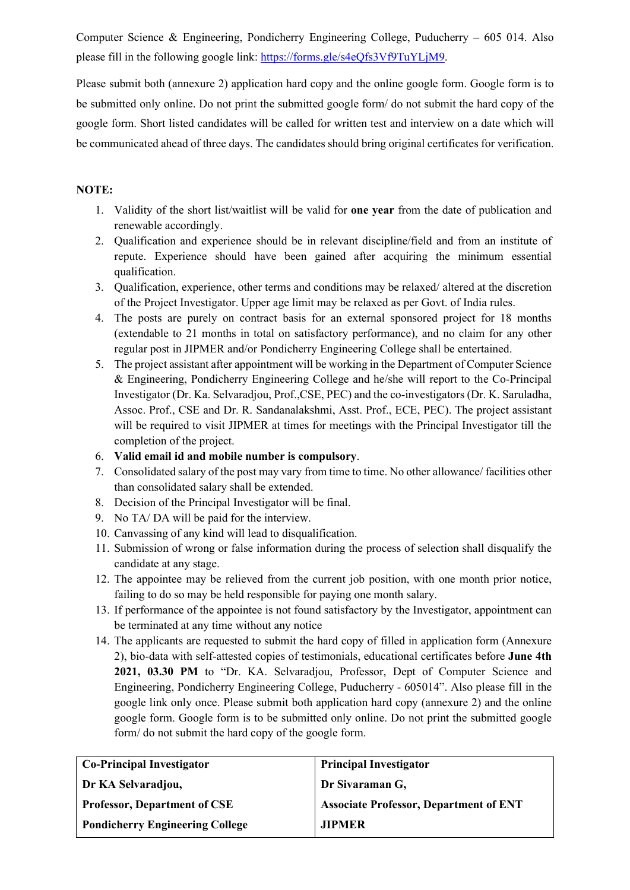Computer Science & Engineering, Pondicherry Engineering College, Puducherry – 605 014. Also please fill in the following google link: https://forms.gle/s4eQfs3Vf9TuYLjM9.

Please submit both (annexure 2) application hard copy and the online google form. Google form is to be submitted only online. Do not print the submitted google form/ do not submit the hard copy of the google form. Short listed candidates will be called for written test and interview on a date which will be communicated ahead of three days. The candidates should bring original certificates for verification.

**NOTE:**

1. Validity of the short list/waitlist will be valid for **one year** from the date of publication and renewable accordingly.
2. Qualification and experience should be in relevant discipline/field and from an institute of repute. Experience should have been gained after acquiring the minimum essential qualification.
3. Qualification, experience, other terms and conditions may be relaxed/ altered at the discretion of the Project Investigator. Upper age limit may be relaxed as per Govt. of India rules.
4. The posts are purely on contract basis for an external sponsored project for 18 months (extendable to 21 months in total on satisfactory performance), and no claim for any other regular post in JIPMER and/or Pondicherry Engineering College shall be entertained.
5. The project assistant after appointment will be working in the Department of Computer Science & Engineering, Pondicherry Engineering College and he/she will report to the Co-Principal Investigator (Dr. Ka. Selvaradjou, Prof.,CSE, PEC) and the co-investigators (Dr. K. Saruladha, Assoc. Prof., CSE and Dr. R. Sandanalakshmi, Asst. Prof., ECE, PEC). The project assistant will be required to visit JIPMER at times for meetings with the Principal Investigator till the completion of the project.
6. **Valid email id and mobile number is compulsory**.
7. Consolidated salary of the post may vary from time to time. No other allowance/ facilities other than consolidated salary shall be extended.
8. Decision of the Principal Investigator will be final.
9. No TA/ DA will be paid for the interview.
10. Canvassing of any kind will lead to disqualification.
11. Submission of wrong or false information during the process of selection shall disqualify the candidate at any stage.
12. The appointee may be relieved from the current job position, with one month prior notice, failing to do so may be held responsible for paying one month salary.
13. If performance of the appointee is not found satisfactory by the Investigator, appointment can be terminated at any time without any notice
14. The applicants are requested to submit the hard copy of filled in application form (Annexure 2), bio-data with self-attested copies of testimonials, educational certificates before **June 4th 2021, 03.30 PM** to "Dr. KA. Selvaradjou, Professor, Dept of Computer Science and Engineering, Pondicherry Engineering College, Puducherry - 605014". Also please fill in the google link only once. Please submit both application hard copy (annexure 2) and the online google form. Google form is to be submitted only online. Do not print the submitted google form/ do not submit the hard copy of the google form.

| **Co-Principal Investigator** | **Principal Investigator** |
|---|---|
| **Dr KA Selvaradjou,** | **Dr Sivaraman G,** |
| **Professor, Department of CSE** | **Associate Professor, Department of ENT** |
| **Pondicherry Engineering College** | **JIPMER** |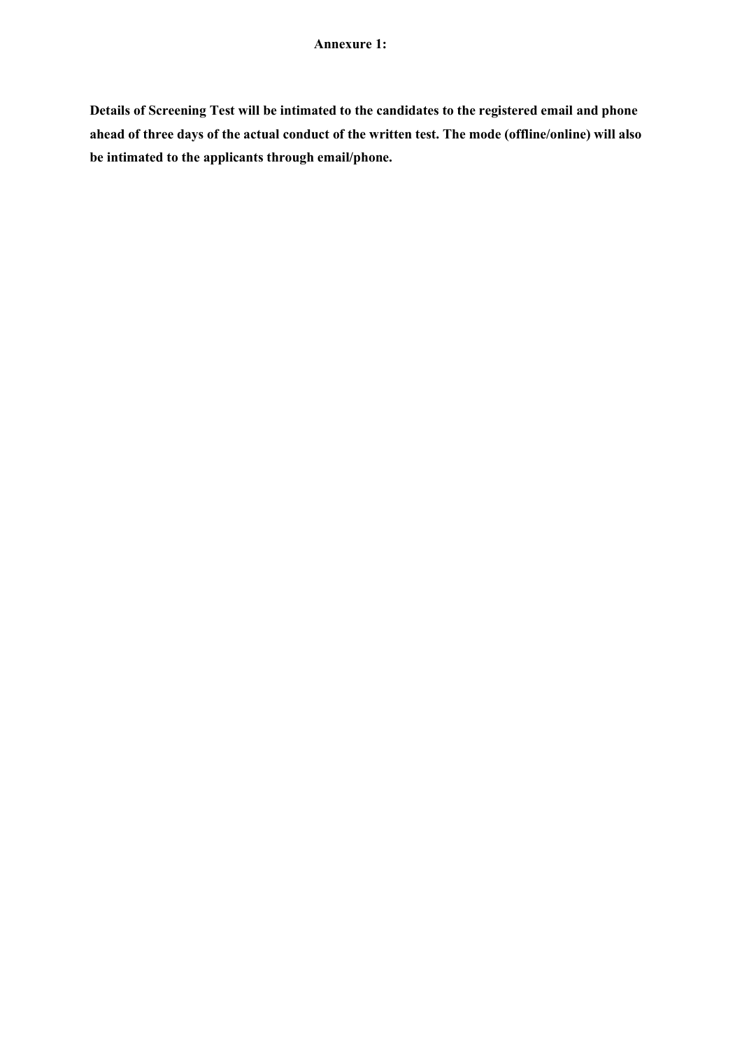**Annexure 1:**

**Details of Screening Test will be intimated to the candidates to the registered email and phone ahead of three days of the actual conduct of the written test. The mode (offline/online) will also be intimated to the applicants through email/phone.**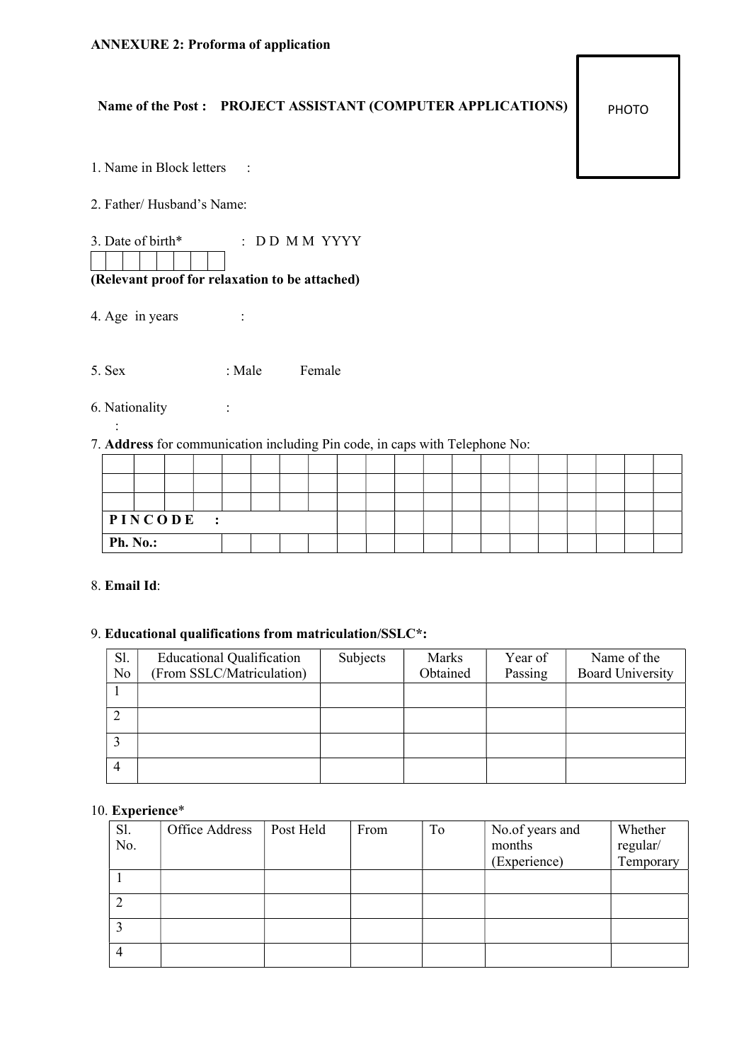**ANNEXURE 2: Proforma of application**

**Name of the Post : PROJECT ASSISTANT (COMPUTER APPLICATIONS)**

PHOTO

1. Name in Block letters :

2. Father/ Husband's Name:

3. Date of birth* : D D M M YYYY

| | | | | | | | |
|---|---|---|---|---|---|---|---|
| | | | | | | | |

**(Relevant proof for relaxation to be attached)**

4. Age in years :

5. Sex : Male Female

6. Nationality :

:

7. **Address** for communication including Pin code, in caps with Telephone No:

| | | | | | | | | | | | | | | | | | | | |
|---|---|---|---|---|---|---|---|---|---|---|---|---|---|---|---|---|---|---|---|
| | | | | | | | | | | | | | | | | | | | |
| | | | | | | | | | | | | | | | | | | | |
| **PINCODE :** | | | | | | | | | | | | | | | | | | | |
| **Ph. No.:** | | | | | | | | | | | | | | | | | | | |

8. **Email Id**:

9. **Educational qualifications from matriculation/SSLC*:**

| Sl. No | Educational Qualification (From SSLC/Matriculation) | Subjects | Marks Obtained | Year of Passing | Name of the Board University |
|---|---|---|---|---|---|
| 1 | | | | | |
| 2 | | | | | |
| 3 | | | | | |
| 4 | | | | | |

10. **Experience***

| Sl. No. | Office Address | Post Held | From | To | No.of years and months (Experience) | Whether regular/ Temporary |
|---|---|---|---|---|---|---|
| 1 | | | | | | |
| 2 | | | | | | |
| 3 | | | | | | |
| 4 | | | | | | |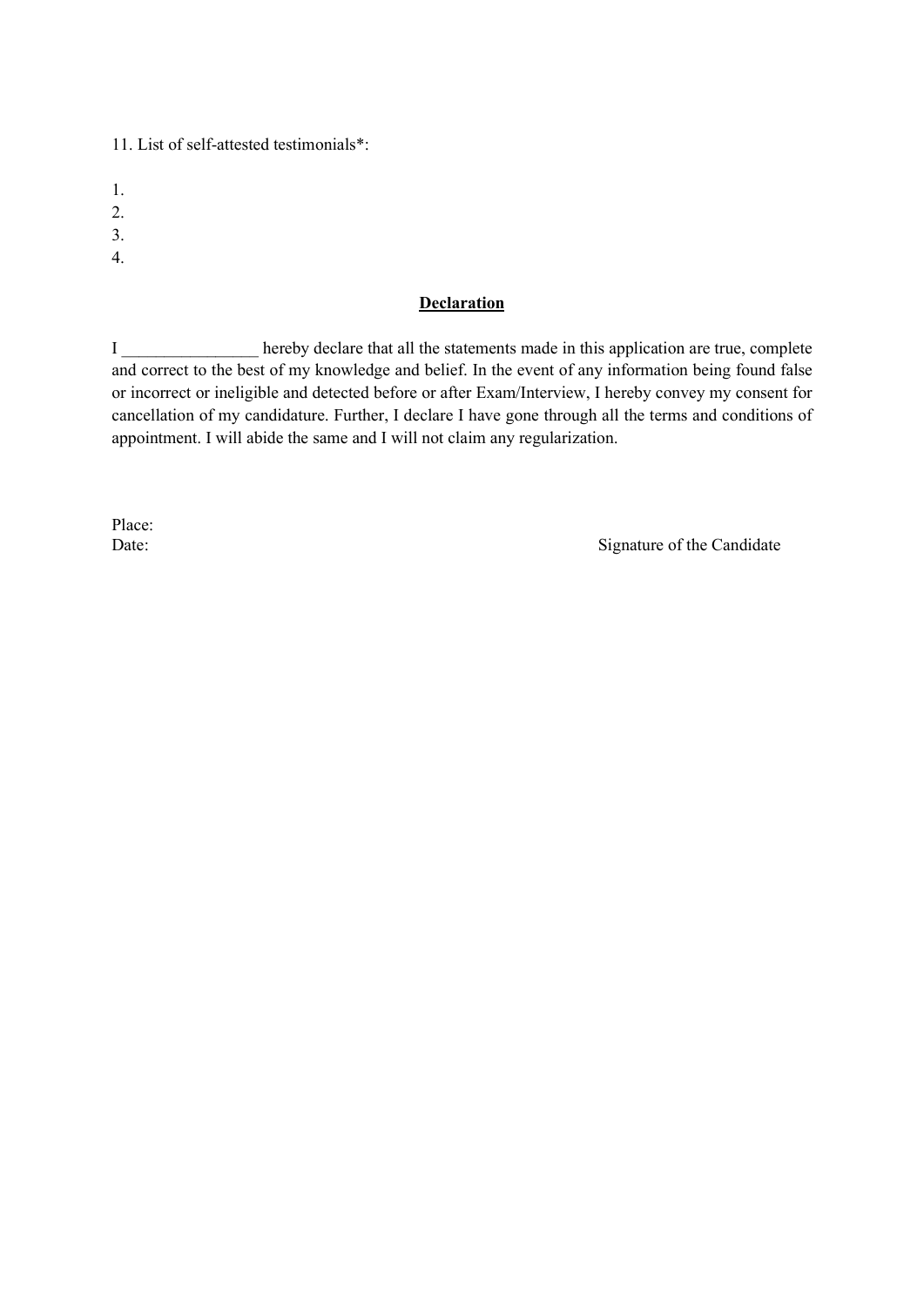11. List of self-attested testimonials*:

1.
2.
3.
4.

**Declaration**

I ________________ hereby declare that all the statements made in this application are true, complete and correct to the best of my knowledge and belief. In the event of any information being found false or incorrect or ineligible and detected before or after Exam/Interview, I hereby convey my consent for cancellation of my candidature. Further, I declare I have gone through all the terms and conditions of appointment. I will abide the same and I will not claim any regularization.

Place:

Date: Signature of the Candidate